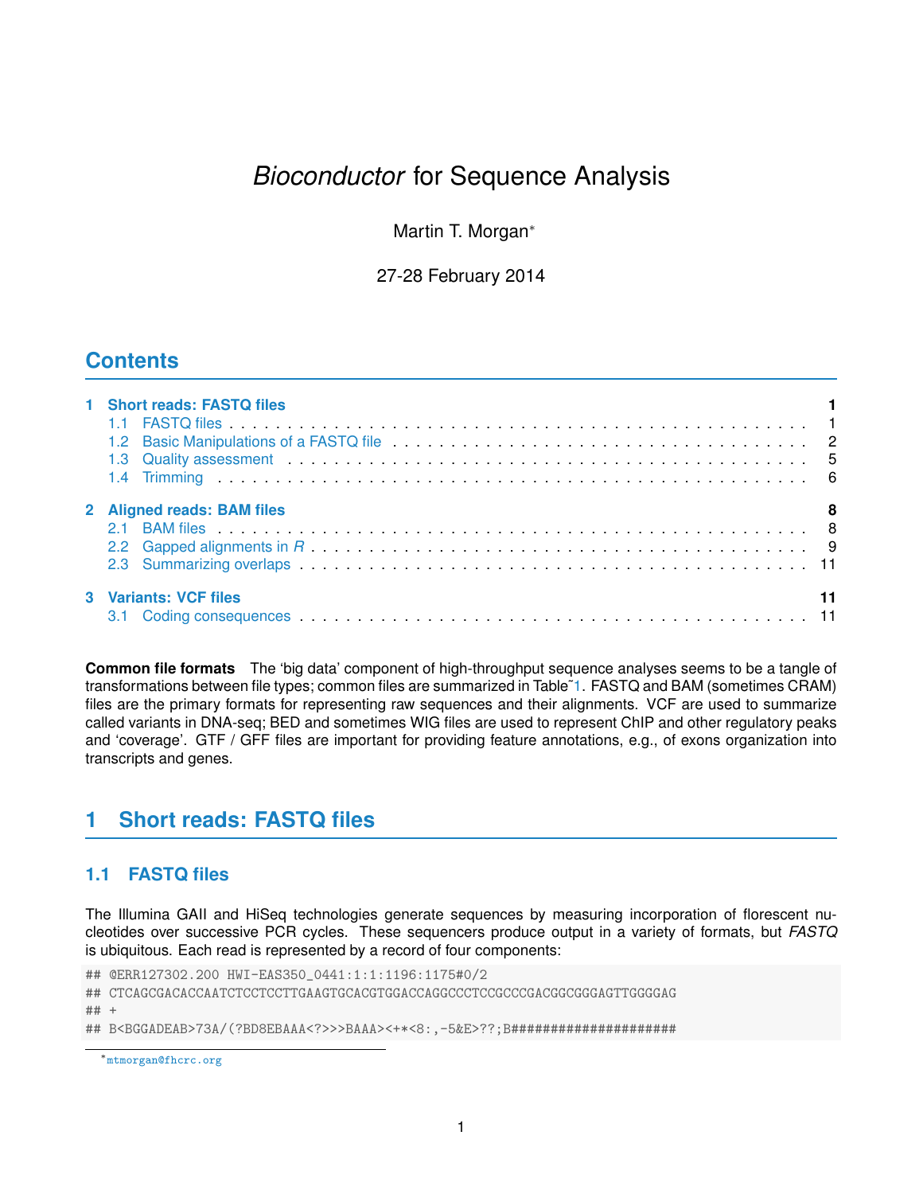# *Bioconductor* for Sequence Analysis

Martin T. Morgan[*]

27-28 February 2014

## Contents

**1 Short reads: FASTQ files** **1**
- 1.1 FASTQ files . . . 1
- 1.2 Basic Manipulations of a FASTQ file . . . 2
- 1.3 Quality assessment . . . 5
- 1.4 Trimming . . . 6

**2 Aligned reads: BAM files** **8**
- 2.1 BAM files . . . 8
- 2.2 Gapped alignments in *R* . . . 9
- 2.3 Summarizing overlaps . . . 11

**3 Variants: VCF files** **11**
- 3.1 Coding consequences . . . 11

**Common file formats** The 'big data' component of high-throughput sequence analyses seems to be a tangle of transformations between file types; common files are summarized in Table˜1. FASTQ and BAM (sometimes CRAM) files are the primary formats for representing raw sequences and their alignments. VCF are used to summarize called variants in DNA-seq; BED and sometimes WIG files are used to represent ChIP and other regulatory peaks and 'coverage'. GTF / GFF files are important for providing feature annotations, e.g., of exons organization into transcripts and genes.

## 1 Short reads: FASTQ files

### 1.1 FASTQ files

The Illumina GAII and HiSeq technologies generate sequences by measuring incorporation of florescent nucleotides over successive PCR cycles. These sequencers produce output in a variety of formats, but *FASTQ* is ubiquitous. Each read is represented by a record of four components:

```
## @ERR127302.200 HWI-EAS350_0441:1:1:1196:1175#0/2
## CTCAGCGACACCAATCTCCTCCTTGAAGTGCACGTGGACCAGGCCCTCCGCCCGACGGCGGGAGTTGGGGAG
## +
## B<BGGADEAB>73A/(?BD8EBAAA<?>>>BAAA><+*<8:,-5&E>??;B#####################
```

[*] mtmorgan@fhcrc.org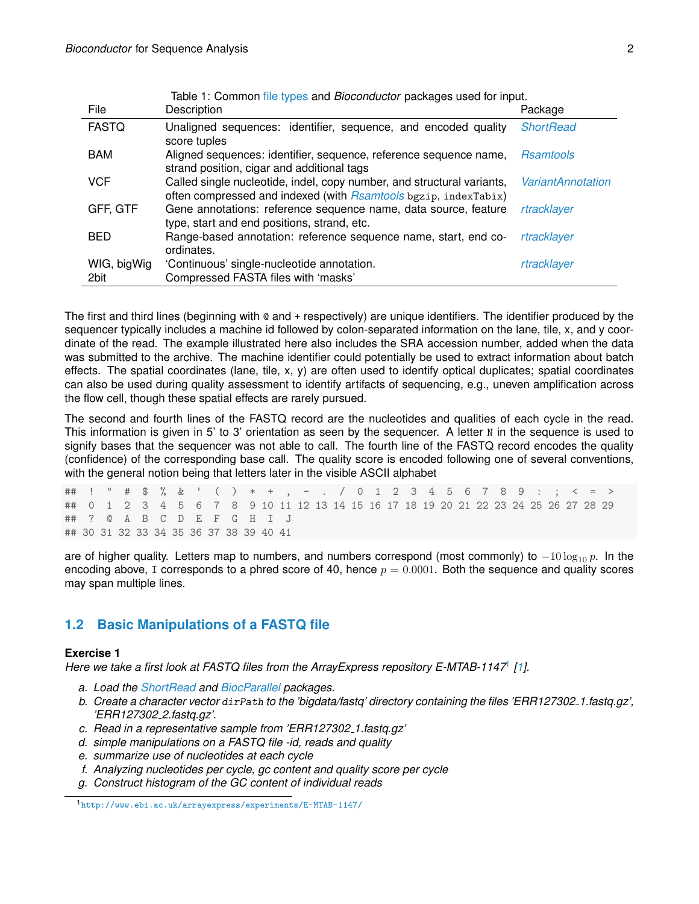Table 1: Common file types and *Bioconductor* packages used for input.

| File | Description | Package |
|---|---|---|
| FASTQ | Unaligned sequences: identifier, sequence, and encoded quality score tuples | *ShortRead* |
| BAM | Aligned sequences: identifier, sequence, reference sequence name, strand position, cigar and additional tags | *Rsamtools* |
| VCF | Called single nucleotide, indel, copy number, and structural variants, often compressed and indexed (with *Rsamtools* `bgzip`, `indexTabix`) | *VariantAnnotation* |
| GFF, GTF | Gene annotations: reference sequence name, data source, feature type, start and end positions, strand, etc. | *rtracklayer* |
| BED | Range-based annotation: reference sequence name, start, end coordinates. | *rtracklayer* |
| WIG, bigWig | 'Continuous' single-nucleotide annotation. | *rtracklayer* |
| 2bit | Compressed FASTA files with 'masks' | |

The first and third lines (beginning with `@` and `+` respectively) are unique identifiers. The identifier produced by the sequencer typically includes a machine id followed by colon-separated information on the lane, tile, x, and y coordinate of the read. The example illustrated here also includes the SRA accession number, added when the data was submitted to the archive. The machine identifier could potentially be used to extract information about batch effects. The spatial coordinates (lane, tile, x, y) are often used to identify optical duplicates; spatial coordinates can also be used during quality assessment to identify artifacts of sequencing, e.g., uneven amplification across the flow cell, though these spatial effects are rarely pursued.

The second and fourth lines of the FASTQ record are the nucleotides and qualities of each cycle in the read. This information is given in 5' to 3' orientation as seen by the sequencer. A letter `N` in the sequence is used to signify bases that the sequencer was not able to call. The fourth line of the FASTQ record encodes the quality (confidence) of the corresponding base call. The quality score is encoded following one of several conventions, with the general notion being that letters later in the visible ASCII alphabet

```
## !  "  #  $  %  &  '  (  )  *  +  ,  -  .  /  0  1  2  3  4  5  6  7  8  9  :  ;  <  =  >
## 0  1  2  3  4  5  6  7  8  9 10 11 12 13 14 15 16 17 18 19 20 21 22 23 24 25 26 27 28 29
## ?  @  A  B  C  D  E  F  G  H  I  J
## 30 31 32 33 34 35 36 37 38 39 40 41
```

are of higher quality. Letters map to numbers, and numbers correspond (most commonly) to $-10\log_{10} p$. In the encoding above, `I` corresponds to a phred score of 40, hence $p = 0.0001$. Both the sequence and quality scores may span multiple lines.

## 1.2 Basic Manipulations of a FASTQ file

**Exercise 1**

*Here we take a first look at FASTQ files from the ArrayExpress repository E-MTAB-1147*[1] *[1].*

a. *Load the ShortRead and BiocParallel packages.*
b. *Create a character vector* `dirPath` *to the 'bigdata/fastq' directory containing the files 'ERR127302_1.fastq.gz', 'ERR127302_2.fastq.gz'.*
c. *Read in a representative sample from 'ERR127302_1.fastq.gz'*
d. *simple manipulations on a FASTQ file -id, reads and quality*
e. *summarize use of nucleotides at each cycle*
f. *Analyzing nucleotides per cycle, gc content and quality score per cycle*
g. *Construct histogram of the GC content of individual reads*

[1] http://www.ebi.ac.uk/arrayexpress/experiments/E-MTAB-1147/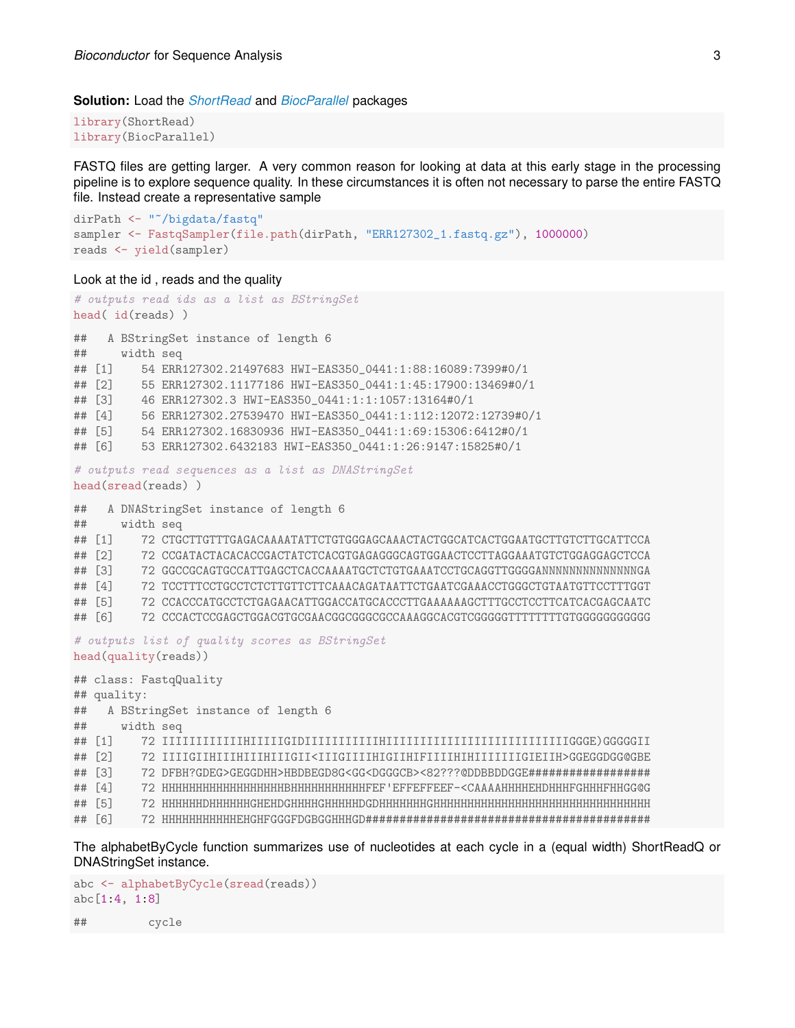**Solution:** Load the *ShortRead* and *BiocParallel* packages

```
library(ShortRead)
library(BiocParallel)
```

FASTQ files are getting larger. A very common reason for looking at data at this early stage in the processing pipeline is to explore sequence quality. In these circumstances it is often not necessary to parse the entire FASTQ file. Instead create a representative sample

```
dirPath <- "~/bigdata/fastq"
sampler <- FastqSampler(file.path(dirPath, "ERR127302_1.fastq.gz"), 1000000)
reads <- yield(sampler)
```

Look at the id , reads and the quality

```
# outputs read ids as a list as BStringSet
head( id(reads) )

##   A BStringSet instance of length 6
##     width seq
## [1]    54 ERR127302.21497683 HWI-EAS350_0441:1:88:16089:7399#0/1
## [2]    55 ERR127302.11177186 HWI-EAS350_0441:1:45:17900:13469#0/1
## [3]    46 ERR127302.3 HWI-EAS350_0441:1:1:1057:13164#0/1
## [4]    56 ERR127302.27539470 HWI-EAS350_0441:1:112:12072:12739#0/1
## [5]    54 ERR127302.16830936 HWI-EAS350_0441:1:69:15306:6412#0/1
## [6]    53 ERR127302.6432183 HWI-EAS350_0441:1:26:9147:15825#0/1
```

```
# outputs read sequences as a list as DNAStringSet
head(sread(reads) )

##   A DNAStringSet instance of length 6
##     width seq
## [1]    72 CTGCTTGTTTGAGACAAAATATTCTGTGGGAGCAAACTACTGGCATCACTGGAATGCTTGTCTTGCATTCCA
## [2]    72 CCGATACTACACACCGACTATCTCACGTGAGAGGGCAGTGGAACTCCTTAGGAAATGTCTGGAGGAGCTCCA
## [3]    72 GGCCGCAGTGCCATTGAGCTCACCAAAATGCTCTGTGAAATCCTGCAGGTTGGGGANNNNNNNNNNNNNNGA
## [4]    72 TCCTTTCCTGCCTCTCTTGTTCTTCAAACAGATAATTCTGAATCGAAACCTGGGCTGTAATGTTCCTTTGGT
## [5]    72 CCACCCATGCCTCTGAGAACATTGGACCATGCACCCTTGAAAAAAGCTTTGCCTCCTTCATCACGAGCAATC
## [6]    72 CCCACTCCGAGCTGGACGTGCGAACGGCGGGCGCCAAAGGCACGTCGGGGGTTTTTTTTGTGGGGGGGGGG
```

```
# outputs list of quality scores as BStringSet
head(quality(reads))

## class: FastqQuality
## quality:
##   A BStringSet instance of length 6
##     width seq
## [1]    72 IIIIIIIIIIIIHIIIIIGIDIIIIIIIIIIIHIIIIIIIIIIIIIIIIIIIIIIIIIIIIGGGE)GGGGGII
## [2]    72 IIIIGIIHIIIHIIIHIIIGII<IIIGIIIIHIGIIHIFIIIIHIHIIIIIIIGIEIIH>GGEGGDGG@GBE
## [3]    72 DFBH?GDEG>GEGGDHH>HBDBEGD8G<GG<DGGGCB><82???@DDBBDDGGE##################
## [4]    72 HHHHHHHHHHHHHHHHHHHBHHHHHHHHHHHHFEF'EFFEFFEEF-<CAAAAHHHHEHDHHHFGHHHFHHGG@G
## [5]    72 HHHHHHDHHHHHHGHEHDGHHHHGHHHHHHDGDHHHHHHHGHHHHHHHHHHHHHHHHHHHHHHHHHHHHHHH
## [6]    72 HHHHHHHHHHHEHGHFGGGFDGBGGHHHGD##########################################
```

The alphabetByCycle function summarizes use of nucleotides at each cycle in a (equal width) ShortReadQ or DNAStringSet instance.

```
abc <- alphabetByCycle(sread(reads))
abc[1:4, 1:8]

##         cycle
```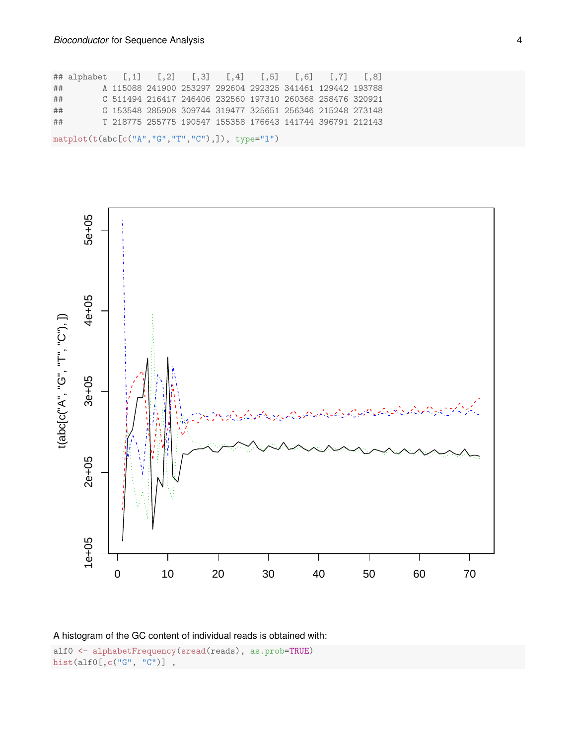```
## alphabet   [,1]   [,2]   [,3]   [,4]   [,5]   [,6]   [,7]   [,8]
##        A 115088 241900 253297 292604 292325 341461 129442 193788
##        C 511494 216417 246406 232560 197310 260368 258476 320921
##        G 153548 285908 309744 319477 325651 256346 215248 273148
##        T 218775 255775 190547 155358 176643 141744 396791 212143
matplot(t(abc[c("A","G","T","C"),]), type="l")
```

A histogram of the GC content of individual reads is obtained with:

```
alf0 <- alphabetFrequency(sread(reads), as.prob=TRUE)
hist(alf0[,c("G", "C")] ,
```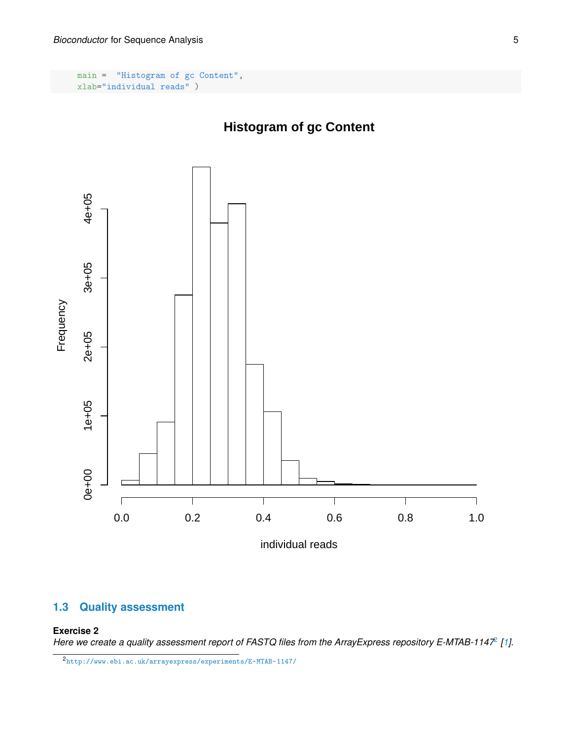```
     main =  "Histogram of gc Content",
     xlab="individual reads" )
```

## 1.3 Quality assessment

**Exercise 2**

*Here we create a quality assessment report of FASTQ files from the ArrayExpress repository E-MTAB-1147[2] [1].*

[2] http://www.ebi.ac.uk/arrayexpress/experiments/E-MTAB-1147/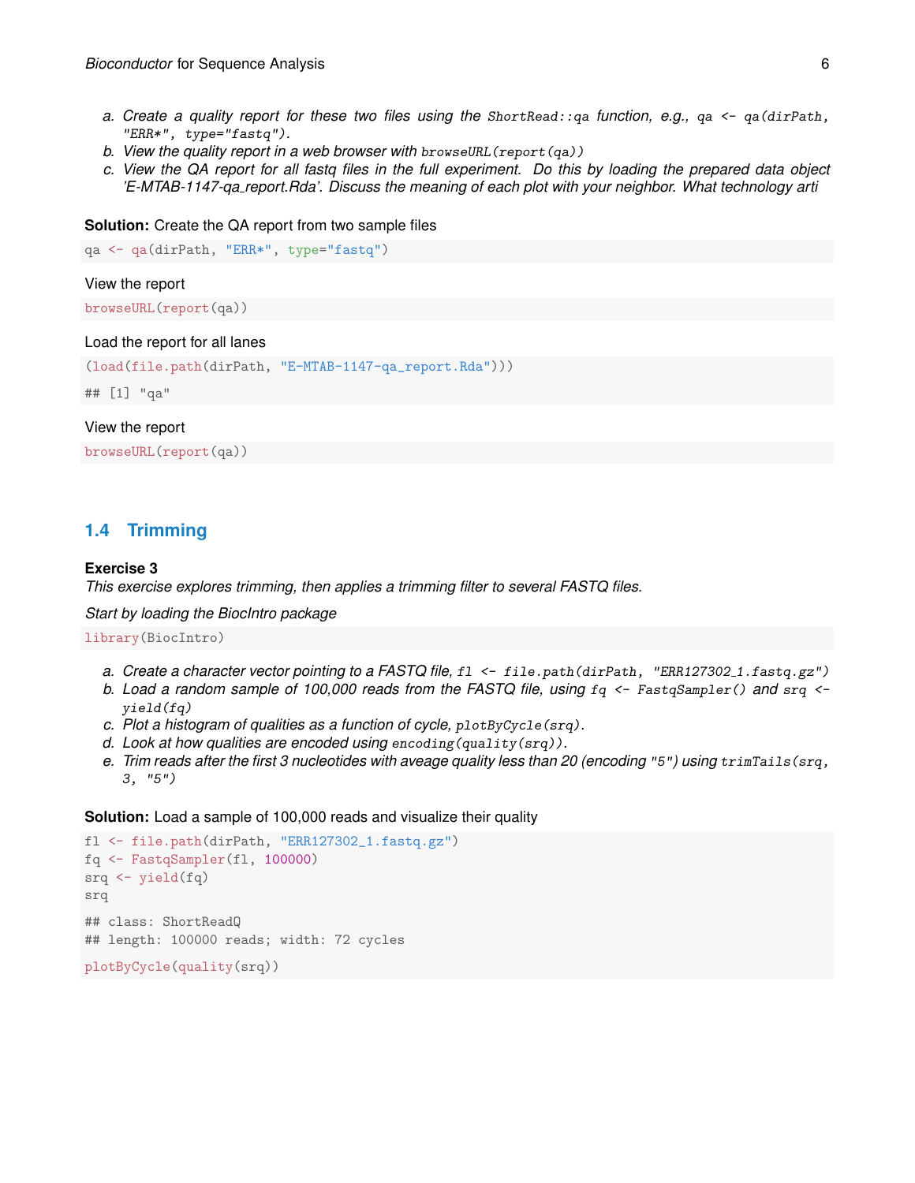a. *Create a quality report for these two files using the* `ShortRead::qa` *function, e.g.,* `qa <- qa(dirPath, "ERR*", type="fastq")`*.*
b. *View the quality report in a web browser with* `browseURL(report(qa))`
c. *View the QA report for all fastq files in the full experiment. Do this by loading the prepared data object 'E-MTAB-1147-qa_report.Rda'. Discuss the meaning of each plot with your neighbor. What technology arti*

**Solution:** Create the QA report from two sample files

```
qa <- qa(dirPath, "ERR*", type="fastq")
```

View the report

```
browseURL(report(qa))
```

Load the report for all lanes

```
(load(file.path(dirPath, "E-MTAB-1147-qa_report.Rda")))

## [1] "qa"
```

View the report

```
browseURL(report(qa))
```

## 1.4 Trimming

**Exercise 3**
*This exercise explores trimming, then applies a trimming filter to several FASTQ files.*

*Start by loading the BiocIntro package*

```
library(BiocIntro)
```

a. *Create a character vector pointing to a FASTQ file,* `fl <- file.path(dirPath, "ERR127302_1.fastq.gz")`
b. *Load a random sample of 100,000 reads from the FASTQ file, using* `fq <- FastqSampler()` *and* `srq <- yield(fq)`
c. *Plot a histogram of qualities as a function of cycle,* `plotByCycle(srq)`*.*
d. *Look at how qualities are encoded using* `encoding(quality(srq))`*.*
e. *Trim reads after the first 3 nucleotides with aveage quality less than 20 (encoding* `"5"`*) using* `trimTails(srq, 3, "5")`

**Solution:** Load a sample of 100,000 reads and visualize their quality

```
fl <- file.path(dirPath, "ERR127302_1.fastq.gz")
fq <- FastqSampler(fl, 100000)
srq <- yield(fq)
srq

## class: ShortReadQ
## length: 100000 reads; width: 72 cycles

plotByCycle(quality(srq))
```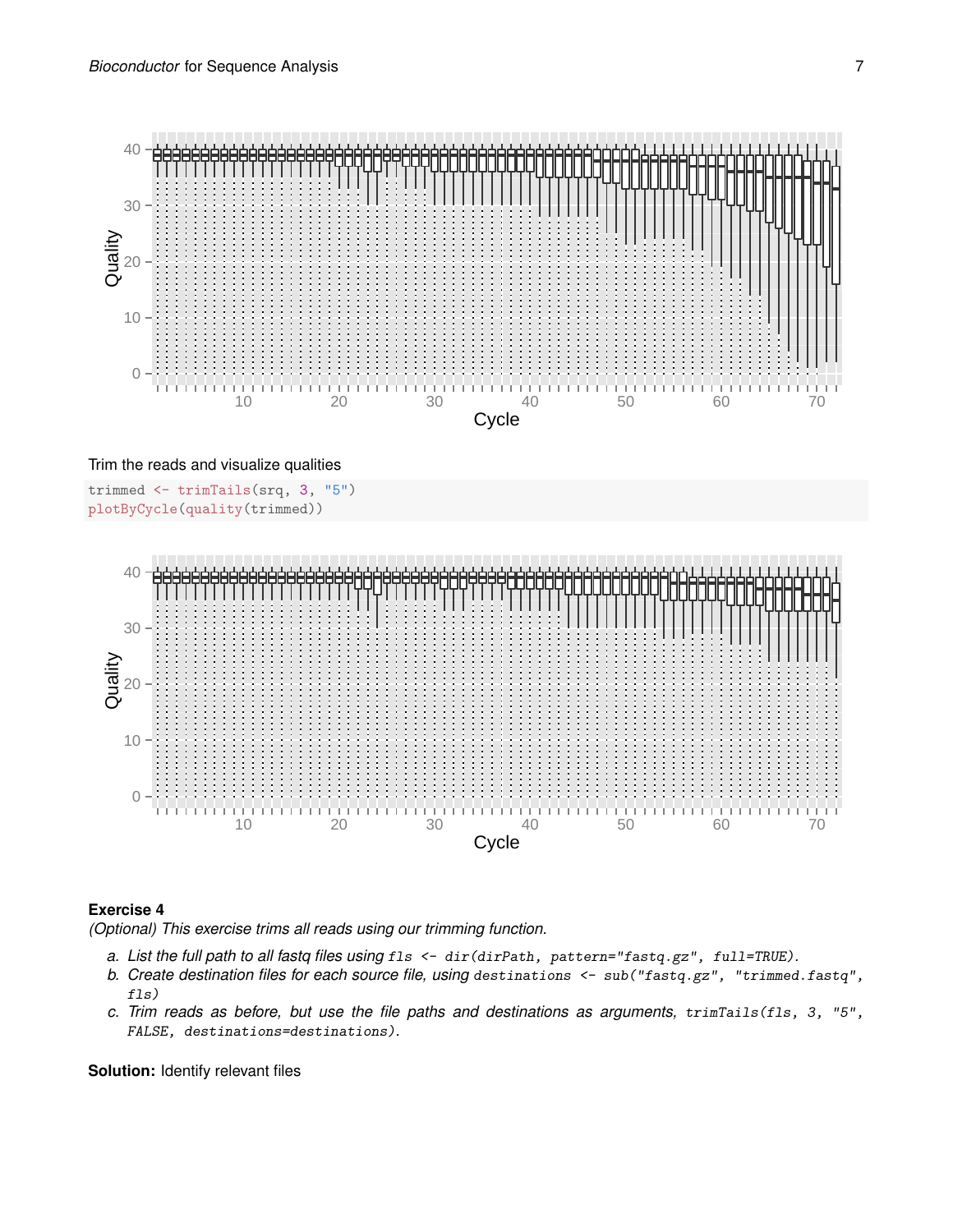Trim the reads and visualize qualities

```
trimmed <- trimTails(srq, 3, "5")
plotByCycle(quality(trimmed))
```

**Exercise 4**

*(Optional) This exercise trims all reads using our trimming function.*

a. *List the full path to all fastq files using* `fls <- dir(dirPath, pattern="fastq.gz", full=TRUE)`*.*
b. *Create destination files for each source file, using* `destinations <- sub("fastq.gz", "trimmed.fastq", fls)`
c. *Trim reads as before, but use the file paths and destinations as arguments,* `trimTails(fls, 3, "5", FALSE, destinations=destinations)`*.*

**Solution:** Identify relevant files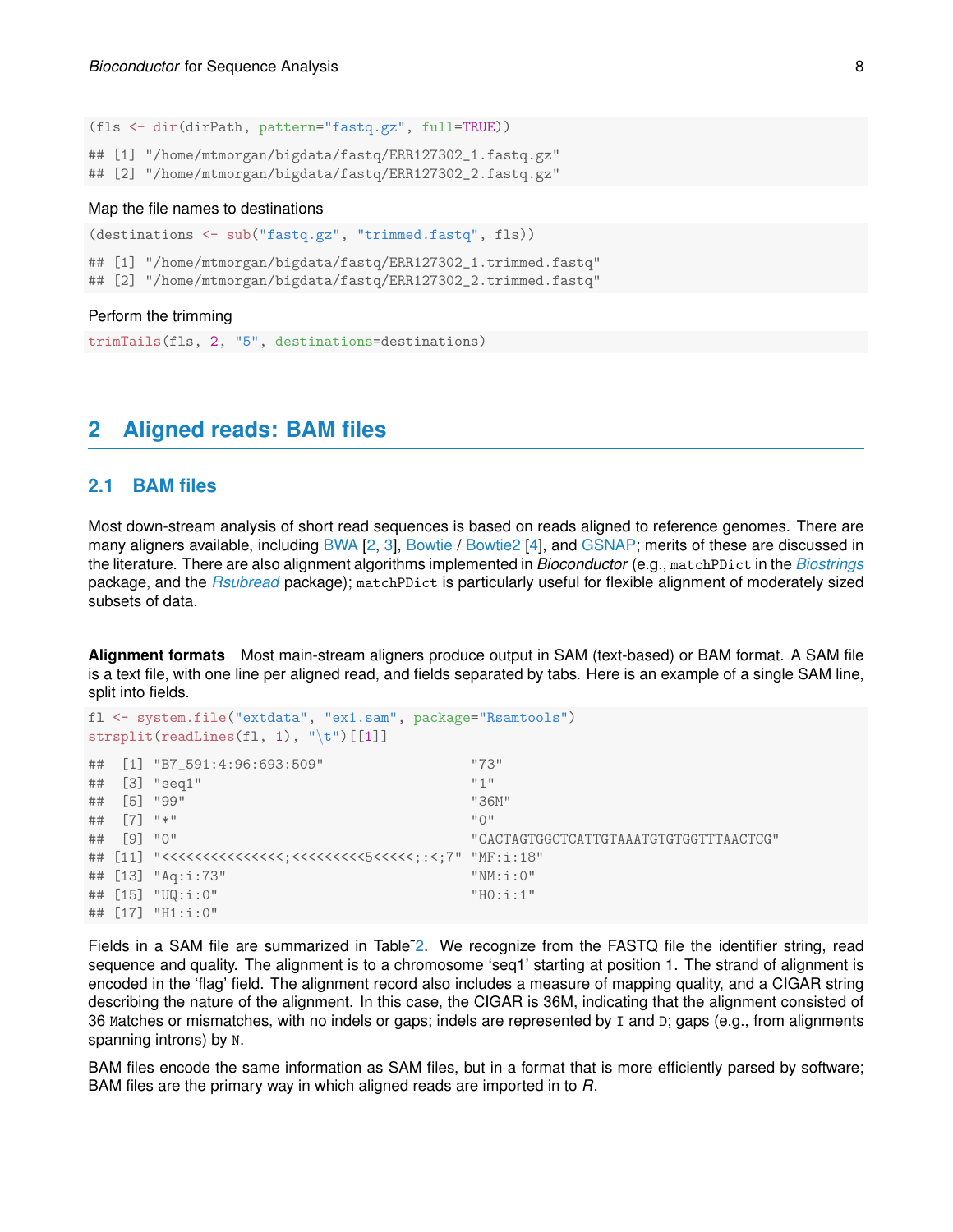```
(fls <- dir(dirPath, pattern="fastq.gz", full=TRUE))

## [1] "/home/mtmorgan/bigdata/fastq/ERR127302_1.fastq.gz"
## [2] "/home/mtmorgan/bigdata/fastq/ERR127302_2.fastq.gz"
```

Map the file names to destinations

```
(destinations <- sub("fastq.gz", "trimmed.fastq", fls))

## [1] "/home/mtmorgan/bigdata/fastq/ERR127302_1.trimmed.fastq"
## [2] "/home/mtmorgan/bigdata/fastq/ERR127302_2.trimmed.fastq"
```

Perform the trimming

```
trimTails(fls, 2, "5", destinations=destinations)
```

# 2 Aligned reads: BAM files

## 2.1 BAM files

Most down-stream analysis of short read sequences is based on reads aligned to reference genomes. There are many aligners available, including BWA [2, 3], Bowtie / Bowtie2 [4], and GSNAP; merits of these are discussed in the literature. There are also alignment algorithms implemented in *Bioconductor* (e.g., `matchPDict` in the *Biostrings* package, and the *Rsubread* package); `matchPDict` is particularly useful for flexible alignment of moderately sized subsets of data.

**Alignment formats** Most main-stream aligners produce output in SAM (text-based) or BAM format. A SAM file is a text file, with one line per aligned read, and fields separated by tabs. Here is an example of a single SAM line, split into fields.

```
fl <- system.file("extdata", "ex1.sam", package="Rsamtools")
strsplit(readLines(fl, 1), "\t")[[1]]

##  [1] "B7_591:4:96:693:509"                  "73"
##  [3] "seq1"                                 "1"
##  [5] "99"                                   "36M"
##  [7] "*"                                    "0"
##  [9] "0"                                    "CACTAGTGGCTCATTGTAAATGTGTGGTTTAACTCG"
## [11] "<<<<<<<<<<<<<<<;<<<<<<<<<5<<<<<;:<;7" "MF:i:18"
## [13] "Aq:i:73"                              "NM:i:0"
## [15] "UQ:i:0"                               "H0:i:1"
## [17] "H1:i:0"
```

Fields in a SAM file are summarized in Table˜2. We recognize from the FASTQ file the identifier string, read sequence and quality. The alignment is to a chromosome 'seq1' starting at position 1. The strand of alignment is encoded in the 'flag' field. The alignment record also includes a measure of mapping quality, and a CIGAR string describing the nature of the alignment. In this case, the CIGAR is 36M, indicating that the alignment consisted of 36 `M`atches or mismatches, with no indels or gaps; indels are represented by `I` and `D`; gaps (e.g., from alignments spanning introns) by `N`.

BAM files encode the same information as SAM files, but in a format that is more efficiently parsed by software; BAM files are the primary way in which aligned reads are imported in to *R*.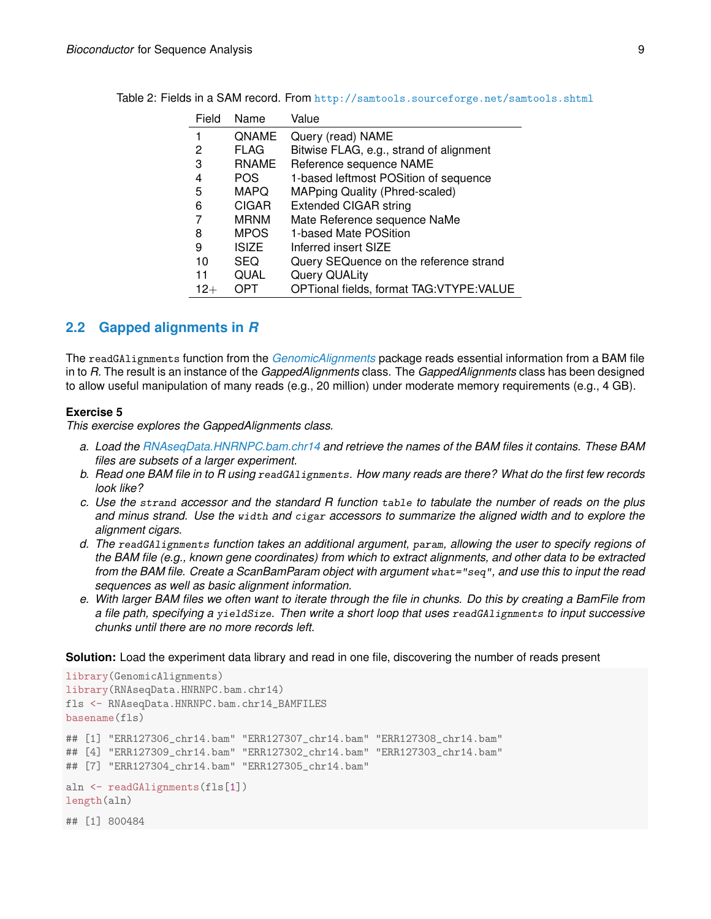Table 2: Fields in a SAM record. From http://samtools.sourceforge.net/samtools.shtml

| Field | Name | Value |
|---|---|---|
| 1 | QNAME | Query (read) NAME |
| 2 | FLAG | Bitwise FLAG, e.g., strand of alignment |
| 3 | RNAME | Reference sequence NAME |
| 4 | POS | 1-based leftmost POSition of sequence |
| 5 | MAPQ | MAPping Quality (Phred-scaled) |
| 6 | CIGAR | Extended CIGAR string |
| 7 | MRNM | Mate Reference sequence NaMe |
| 8 | MPOS | 1-based Mate POSition |
| 9 | ISIZE | Inferred insert SIZE |
| 10 | SEQ | Query SEQuence on the reference strand |
| 11 | QUAL | Query QUALity |
| 12+ | OPT | OPTional fields, format TAG:VTYPE:VALUE |

## 2.2 Gapped alignments in *R*

The `readGAlignments` function from the *GenomicAlignments* package reads essential information from a BAM file in to *R*. The result is an instance of the *GappedAlignments* class. The *GappedAlignments* class has been designed to allow useful manipulation of many reads (e.g., 20 million) under moderate memory requirements (e.g., 4 GB).

**Exercise 5**
*This exercise explores the GappedAlignments class.*

a. *Load the RNAseqData.HNRNPC.bam.chr14 and retrieve the names of the BAM files it contains. These BAM files are subsets of a larger experiment.*
b. *Read one BAM file in to R using `readGAlignments`. How many reads are there? What do the first few records look like?*
c. *Use the `strand` accessor and the standard R function `table` to tabulate the number of reads on the plus and minus strand. Use the `width` and `cigar` accessors to summarize the aligned width and to explore the alignment cigars.*
d. *The `readGAlignments` function takes an additional argument, `param`, allowing the user to specify regions of the BAM file (e.g., known gene coordinates) from which to extract alignments, and other data to be extracted from the BAM file. Create a ScanBamParam object with argument `what="seq"`, and use this to input the read sequences as well as basic alignment information.*
e. *With larger BAM files we often want to iterate through the file in chunks. Do this by creating a BamFile from a file path, specifying a `yieldSize`. Then write a short loop that uses `readGAlignments` to input successive chunks until there are no more records left.*

**Solution:** Load the experiment data library and read in one file, discovering the number of reads present

```
library(GenomicAlignments)
library(RNAseqData.HNRNPC.bam.chr14)
fls <- RNAseqData.HNRNPC.bam.chr14_BAMFILES
basename(fls)

## [1] "ERR127306_chr14.bam" "ERR127307_chr14.bam" "ERR127308_chr14.bam"
## [4] "ERR127309_chr14.bam" "ERR127302_chr14.bam" "ERR127303_chr14.bam"
## [7] "ERR127304_chr14.bam" "ERR127305_chr14.bam"

aln <- readGAlignments(fls[1])
length(aln)

## [1] 800484
```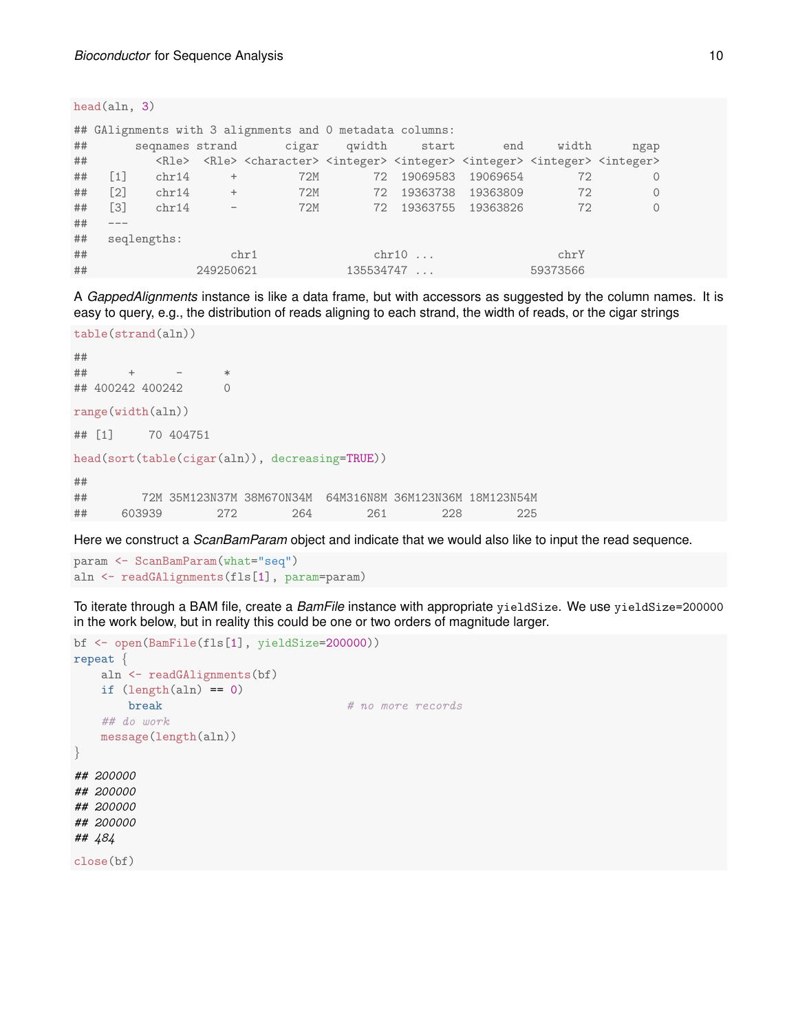```r
head(aln, 3)
```

```
## GAlignments with 3 alignments and 0 metadata columns:
##       seqnames strand       cigar    qwidth     start       end     width      ngap
##          <Rle>  <Rle> <character> <integer> <integer> <integer> <integer> <integer>
##   [1]    chr14      +         72M        72  19069583  19069654        72         0
##   [2]    chr14      +         72M        72  19363738  19363809        72         0
##   [3]    chr14      -         72M        72  19363755  19363826        72         0
##   ---
##   seqlengths:
##                  chr1                chr10 ...                 chrY
##             249250621            135534747 ...             59373566
```

A *GappedAlignments* instance is like a data frame, but with accessors as suggested by the column names. It is easy to query, e.g., the distribution of reads aligning to each strand, the width of reads, or the cigar strings

```r
table(strand(aln))
```

```
##
##      +      -      *
## 400242 400242      0
```

```r
range(width(aln))
```

```
## [1]     70 404751
```

```r
head(sort(table(cigar(aln)), decreasing=TRUE))
```

```
##
##        72M 35M123N37M 38M670N34M  64M316N8M 36M123N36M 18M123N54M
##     603939        272        264        261        228        225
```

Here we construct a *ScanBamParam* object and indicate that we would also like to input the read sequence.

```r
param <- ScanBamParam(what="seq")
aln <- readGAlignments(fls[1], param=param)
```

To iterate through a BAM file, create a *BamFile* instance with appropriate `yieldSize`. We use `yieldSize=200000` in the work below, but in reality this could be one or two orders of magnitude larger.

```r
bf <- open(BamFile(fls[1], yieldSize=200000))
repeat {
    aln <- readGAlignments(bf)
    if (length(aln) == 0)
        break                           # no more records
    ## do work
    message(length(aln))
}
```

```
## 200000
## 200000
## 200000
## 200000
## 484
```

```r
close(bf)
```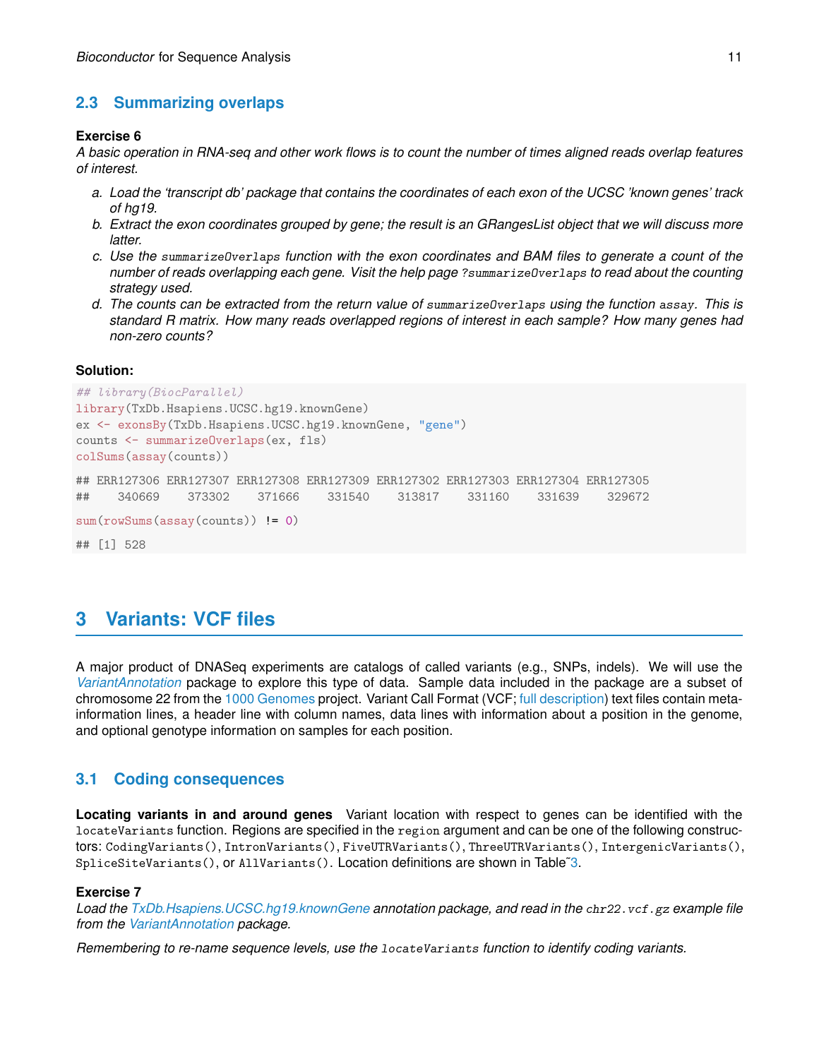## 2.3 Summarizing overlaps

**Exercise 6**

*A basic operation in RNA-seq and other work flows is to count the number of times aligned reads overlap features of interest.*

a. *Load the 'transcript db' package that contains the coordinates of each exon of the UCSC 'known genes' track of hg19.*
b. *Extract the exon coordinates grouped by gene; the result is an GRangesList object that we will discuss more latter.*
c. *Use the `summarizeOverlaps` function with the exon coordinates and BAM files to generate a count of the number of reads overlapping each gene. Visit the help page `?summarizeOverlaps` to read about the counting strategy used.*
d. *The counts can be extracted from the return value of `summarizeOverlaps` using the function `assay`. This is standard R matrix. How many reads overlapped regions of interest in each sample? How many genes had non-zero counts?*

**Solution:**

```
## library(BiocParallel)
library(TxDb.Hsapiens.UCSC.hg19.knownGene)
ex <- exonsBy(TxDb.Hsapiens.UCSC.hg19.knownGene, "gene")
counts <- summarizeOverlaps(ex, fls)
colSums(assay(counts))

## ERR127306 ERR127307 ERR127308 ERR127309 ERR127302 ERR127303 ERR127304 ERR127305
##    340669    373302    371666    331540    313817    331160    331639    329672

sum(rowSums(assay(counts)) != 0)

## [1] 528
```

# 3 Variants: VCF files

A major product of DNASeq experiments are catalogs of called variants (e.g., SNPs, indels). We will use the *VariantAnnotation* package to explore this type of data. Sample data included in the package are a subset of chromosome 22 from the 1000 Genomes project. Variant Call Format (VCF; full description) text files contain meta-information lines, a header line with column names, data lines with information about a position in the genome, and optional genotype information on samples for each position.

## 3.1 Coding consequences

**Locating variants in and around genes** Variant location with respect to genes can be identified with the `locateVariants` function. Regions are specified in the `region` argument and can be one of the following constructors: `CodingVariants()`, `IntronVariants()`, `FiveUTRVariants()`, `ThreeUTRVariants()`, `IntergenicVariants()`, `SpliceSiteVariants()`, or `AllVariants()`. Location definitions are shown in Table~3.

**Exercise 7**

*Load the TxDb.Hsapiens.UCSC.hg19.knownGene annotation package, and read in the `chr22.vcf.gz` example file from the VariantAnnotation package.*

*Remembering to re-name sequence levels, use the `locateVariants` function to identify coding variants.*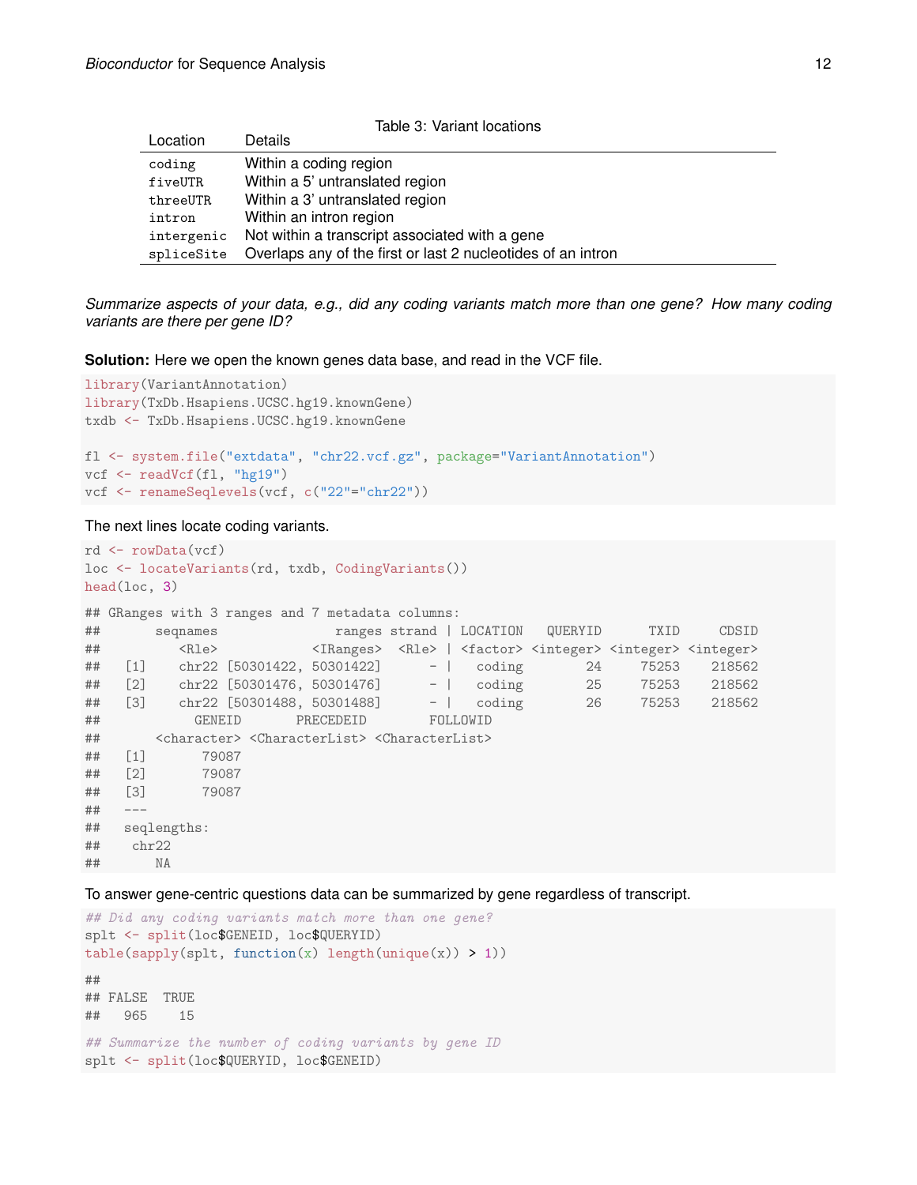Table 3: Variant locations

| Location | Details |
| --- | --- |
| `coding` | Within a coding region |
| `fiveUTR` | Within a 5' untranslated region |
| `threeUTR` | Within a 3' untranslated region |
| `intron` | Within an intron region |
| `intergenic` | Not within a transcript associated with a gene |
| `spliceSite` | Overlaps any of the first or last 2 nucleotides of an intron |

*Summarize aspects of your data, e.g., did any coding variants match more than one gene? How many coding variants are there per gene ID?*

**Solution:** Here we open the known genes data base, and read in the VCF file.

```
library(VariantAnnotation)
library(TxDb.Hsapiens.UCSC.hg19.knownGene)
txdb <- TxDb.Hsapiens.UCSC.hg19.knownGene

fl <- system.file("extdata", "chr22.vcf.gz", package="VariantAnnotation")
vcf <- readVcf(fl, "hg19")
vcf <- renameSeqlevels(vcf, c("22"="chr22"))
```

The next lines locate coding variants.

```
rd <- rowData(vcf)
loc <- locateVariants(rd, txdb, CodingVariants())
head(loc, 3)

## GRanges with 3 ranges and 7 metadata columns:
##       seqnames               ranges strand | LOCATION   QUERYID      TXID     CDSID
##          <Rle>            <IRanges>  <Rle> | <factor> <integer> <integer> <integer>
##   [1]    chr22 [50301422, 50301422]      - |   coding        24     75253    218562
##   [2]    chr22 [50301476, 50301476]      - |   coding        25     75253    218562
##   [3]    chr22 [50301488, 50301488]      - |   coding        26     75253    218562
##            GENEID       PRECEDEID        FOLLOWID
##       <character> <CharacterList> <CharacterList>
##   [1]       79087
##   [2]       79087
##   [3]       79087
##   ---
##   seqlengths:
##    chr22
##       NA
```

To answer gene-centric questions data can be summarized by gene regardless of transcript.

```
## Did any coding variants match more than one gene?
splt <- split(loc$GENEID, loc$QUERYID)
table(sapply(splt, function(x) length(unique(x)) > 1))

##
## FALSE  TRUE
##   965    15

## Summarize the number of coding variants by gene ID
splt <- split(loc$QUERYID, loc$GENEID)
```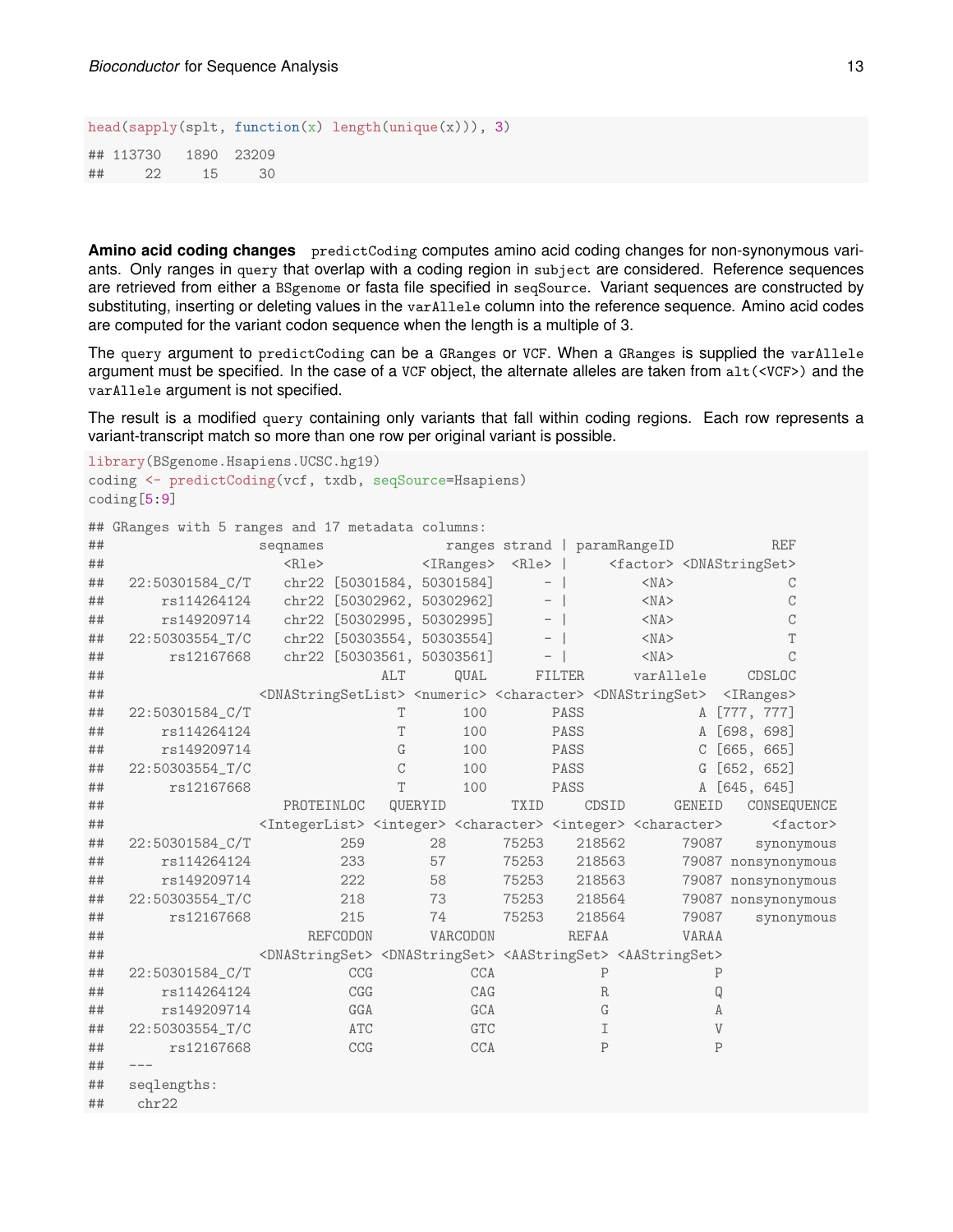```
head(sapply(splt, function(x) length(unique(x))), 3)
## 113730   1890  23209
##     22     15     30
```

**Amino acid coding changes** `predictCoding` computes amino acid coding changes for non-synonymous variants. Only ranges in `query` that overlap with a coding region in `subject` are considered. Reference sequences are retrieved from either a `BSgenome` or fasta file specified in `seqSource`. Variant sequences are constructed by substituting, inserting or deleting values in the `varAllele` column into the reference sequence. Amino acid codes are computed for the variant codon sequence when the length is a multiple of 3.

The `query` argument to `predictCoding` can be a `GRanges` or `VCF`. When a `GRanges` is supplied the `varAllele` argument must be specified. In the case of a `VCF` object, the alternate alleles are taken from `alt(<VCF>)` and the `varAllele` argument is not specified.

The result is a modified `query` containing only variants that fall within coding regions. Each row represents a variant-transcript match so more than one row per original variant is possible.

```
library(BSgenome.Hsapiens.UCSC.hg19)
coding <- predictCoding(vcf, txdb, seqSource=Hsapiens)
coding[5:9]
## GRanges with 5 ranges and 17 metadata columns:
##                   seqnames               ranges strand | paramRangeID            REF
##                      <Rle>            <IRanges>  <Rle> |     <factor> <DNAStringSet>
##   22:50301584_C/T    chr22 [50301584, 50301584]      - |         <NA>              C
##       rs114264124    chr22 [50302962, 50302962]      - |         <NA>              C
##       rs149209714    chr22 [50302995, 50302995]      - |         <NA>              C
##   22:50303554_T/C    chr22 [50303554, 50303554]      - |         <NA>              T
##        rs12167668    chr22 [50303561, 50303561]      - |         <NA>              C
##                                  ALT      QUAL      FILTER      varAllele     CDSLOC
##                   <DNAStringSetList> <numeric> <character> <DNAStringSet>  <IRanges>
##   22:50301584_C/T                  T       100        PASS              A [777, 777]
##       rs114264124                  T       100        PASS              A [698, 698]
##       rs149209714                  G       100        PASS              C [665, 665]
##   22:50303554_T/C                  C       100        PASS              G [652, 652]
##        rs12167668                  T       100        PASS              A [645, 645]
##                      PROTEINLOC   QUERYID        TXID     CDSID      GENEID   CONSEQUENCE
##                   <IntegerList> <integer> <character> <integer> <character>      <factor>
##   22:50301584_C/T           259        28       75253    218562       79087    synonymous
##       rs114264124           233        57       75253    218563       79087 nonsynonymous
##       rs149209714           222        58       75253    218563       79087 nonsynonymous
##   22:50303554_T/C           218        73       75253    218564       79087 nonsynonymous
##        rs12167668           215        74       75253    218564       79087    synonymous
##                         REFCODON       VARCODON         REFAA         VARAA
##                   <DNAStringSet> <DNAStringSet> <AAStringSet> <AAStringSet>
##   22:50301584_C/T            CCG            CCA             P             P
##       rs114264124            CGG            CAG             R             Q
##       rs149209714            GGA            GCA             G             A
##   22:50303554_T/C            ATC            GTC             I             V
##        rs12167668            CCG            CCA             P             P
##   ---
##   seqlengths:
##    chr22
```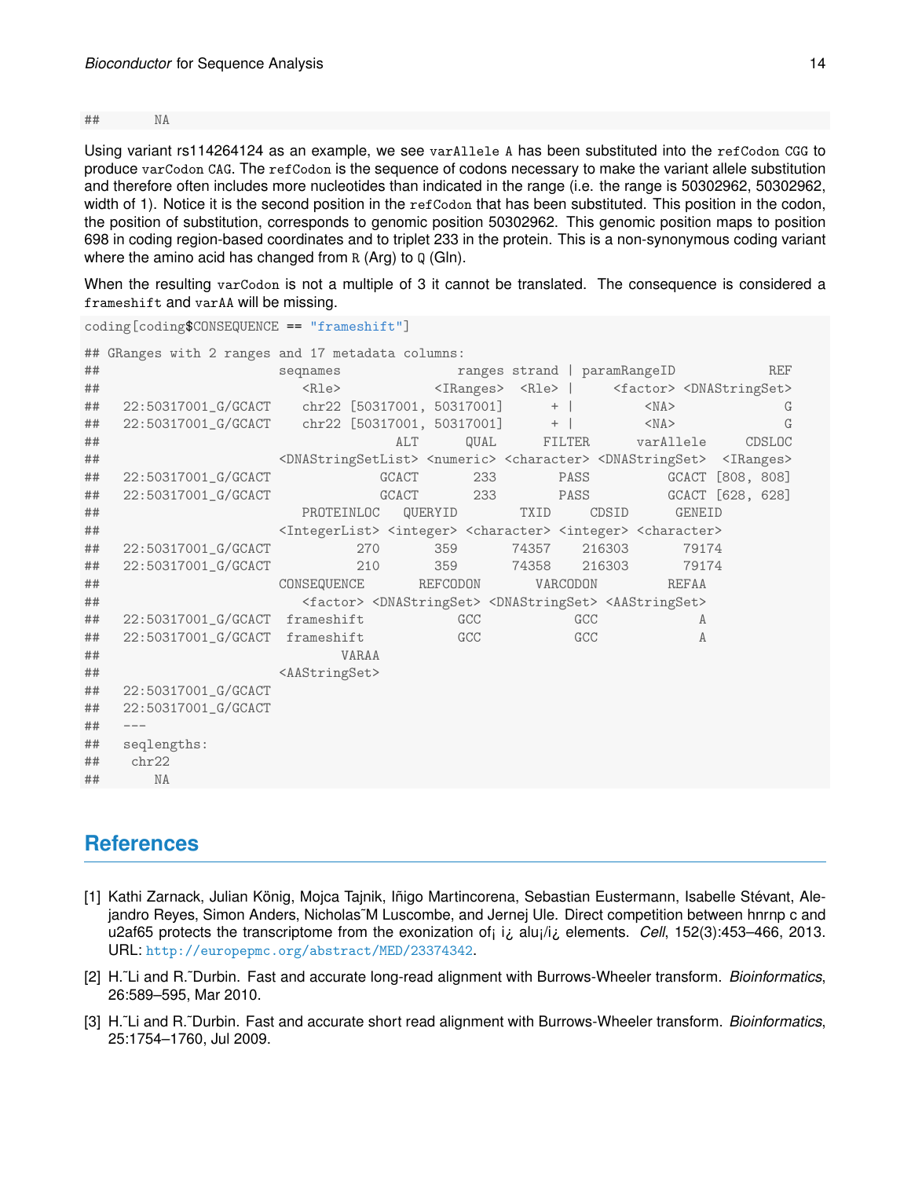```
##       NA
```

Using variant rs114264124 as an example, we see `varAllele A` has been substituted into the `refCodon CGG` to produce `varCodon CAG`. The `refCodon` is the sequence of codons necessary to make the variant allele substitution and therefore often includes more nucleotides than indicated in the range (i.e. the range is 50302962, 50302962, width of 1). Notice it is the second position in the `refCodon` that has been substituted. This position in the codon, the position of substitution, corresponds to genomic position 50302962. This genomic position maps to position 698 in coding region-based coordinates and to triplet 233 in the protein. This is a non-synonymous coding variant where the amino acid has changed from `R` (Arg) to `Q` (Gln).

When the resulting `varCodon` is not a multiple of 3 it cannot be translated. The consequence is considered a `frameshift` and `varAA` will be missing.

```
coding[coding$CONSEQUENCE == "frameshift"]

## GRanges with 2 ranges and 17 metadata columns:
##                        seqnames               ranges strand | paramRangeID           REF
##                           <Rle>            <IRanges>  <Rle> |     <factor> <DNAStringSet>
##    22:50317001_G/GCACT    chr22 [50317001, 50317001]      + |         <NA>              G
##    22:50317001_G/GCACT    chr22 [50317001, 50317001]      + |         <NA>              G
##                                    ALT      QUAL      FILTER      varAllele     CDSLOC
##                        <DNAStringSetList> <numeric> <character> <DNAStringSet>  <IRanges>
##    22:50317001_G/GCACT              GCACT       233        PASS          GCACT [808, 808]
##    22:50317001_G/GCACT              GCACT       233        PASS          GCACT [628, 628]
##                           PROTEINLOC   QUERYID        TXID     CDSID      GENEID
##                        <IntegerList> <integer> <character> <integer> <character>
##    22:50317001_G/GCACT           270       359       74357    216303       79174
##    22:50317001_G/GCACT           210       359       74358    216303       79174
##                        CONSEQUENCE       REFCODON       VARCODON         REFAA
##                           <factor> <DNAStringSet> <DNAStringSet> <AAStringSet>
##    22:50317001_G/GCACT  frameshift            GCC            GCC             A
##    22:50317001_G/GCACT  frameshift            GCC            GCC             A
##                                VARAA
##                        <AAStringSet>
##    22:50317001_G/GCACT
##    22:50317001_G/GCACT
##    ---
##    seqlengths:
##     chr22
##        NA
```

# References

[1] Kathi Zarnack, Julian König, Mojca Tajnik, Iñigo Martincorena, Sebastian Eustermann, Isabelle Stévant, Alejandro Reyes, Simon Anders, Nicholas˜M Luscombe, and Jernej Ule. Direct competition between hnrnp c and u2af65 protects the transcriptome from the exonization of¡ i¿ alu¡/i¿ elements. *Cell*, 152(3):453–466, 2013. URL: http://europepmc.org/abstract/MED/23374342.

[2] H.˜Li and R.˜Durbin. Fast and accurate long-read alignment with Burrows-Wheeler transform. *Bioinformatics*, 26:589–595, Mar 2010.

[3] H.˜Li and R.˜Durbin. Fast and accurate short read alignment with Burrows-Wheeler transform. *Bioinformatics*, 25:1754–1760, Jul 2009.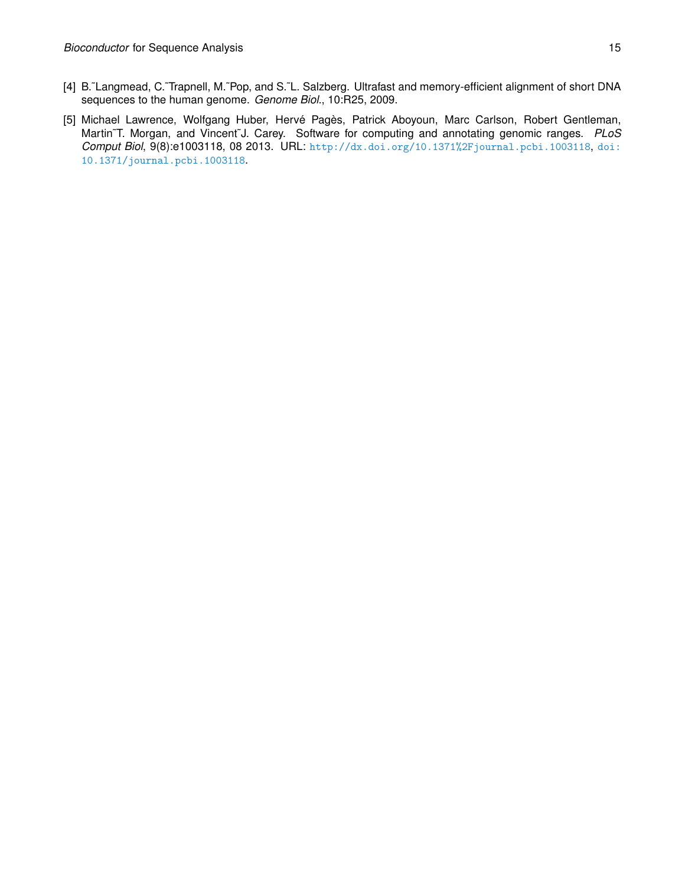[4] B.˜Langmead, C.˜Trapnell, M.˜Pop, and S.˜L. Salzberg. Ultrafast and memory-efficient alignment of short DNA sequences to the human genome. *Genome Biol.*, 10:R25, 2009.

[5] Michael Lawrence, Wolfgang Huber, Hervé Pagès, Patrick Aboyoun, Marc Carlson, Robert Gentleman, Martin˜T. Morgan, and Vincent˜J. Carey. Software for computing and annotating genomic ranges. *PLoS Comput Biol*, 9(8):e1003118, 08 2013. URL: http://dx.doi.org/10.1371%2Fjournal.pcbi.1003118, doi:10.1371/journal.pcbi.1003118.